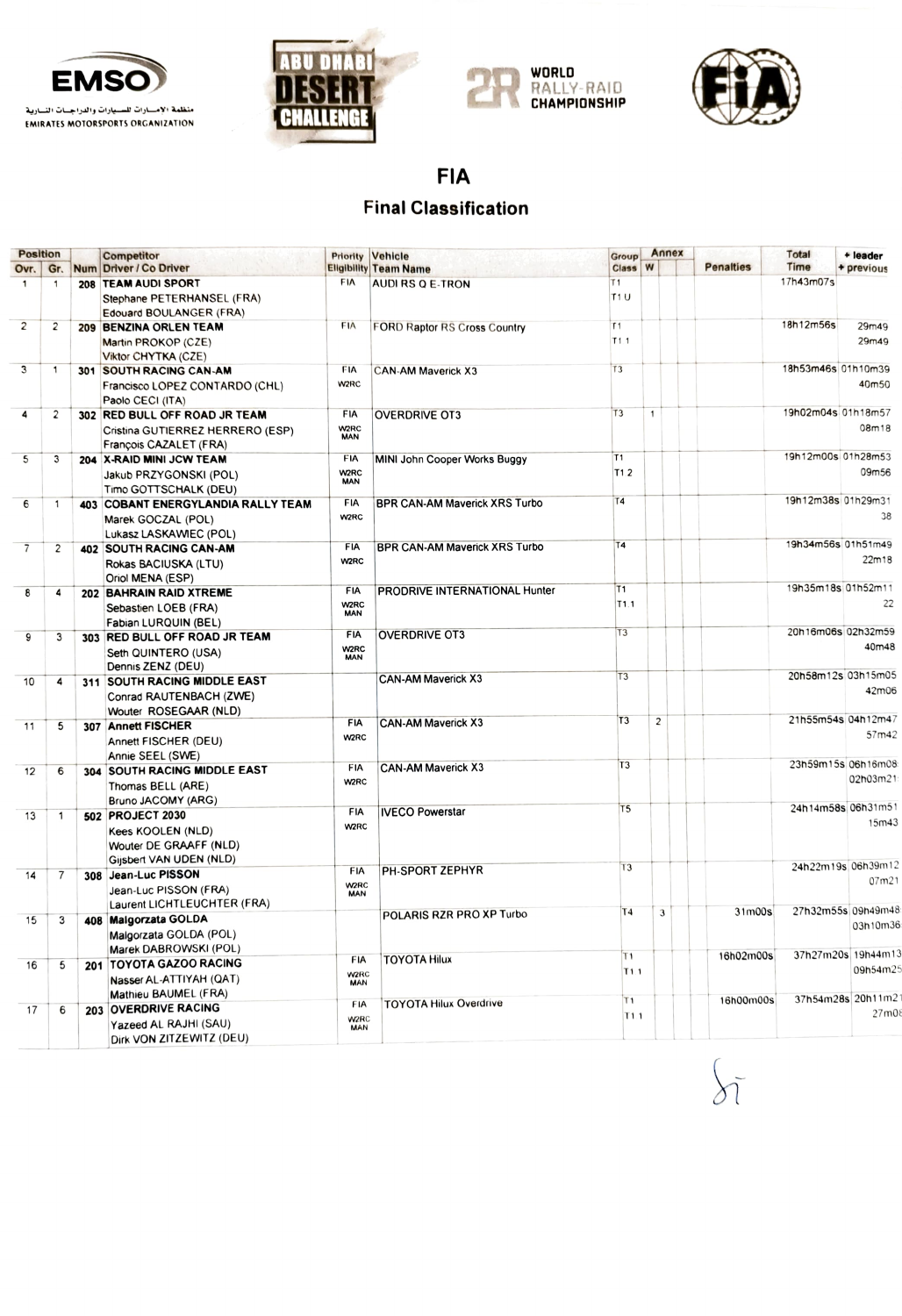EMSO

منظمة الامارات للسيارات والدراجات النارية

EMIRATES MOTORSPORTS ORGANIZATION

ABU DHABI DESERT CHALLENGE

WORLD RALLY-RAID CHAMPIONSHIP

# FIA

## Final Classification

| Position Ovr. | Gr. | Num | Competitor Driver / Co Driver | Priority Eligibility | Vehicle Team Name | Group Class | Annex W | Penalties | Total Time | + leader + previous |
|---|---|---|---|---|---|---|---|---|---|---|
| 1 | 1 | 208 | **TEAM AUDI SPORT** Stephane PETERHANSEL (FRA) Edouard BOULANGER (FRA) | FIA | AUDI RS Q E-TRON | T1 T1 U | | | 17h43m07s | |
| 2 | 2 | 209 | **BENZINA ORLEN TEAM** Martin PROKOP (CZE) Viktor CHYTKA (CZE) | FIA | FORD Raptor RS Cross Country | T1 T1 1 | | | 18h12m56s | 29m49 29m49 |
| 3 | 1 | 301 | **SOUTH RACING CAN-AM** Francisco LOPEZ CONTARDO (CHL) Paolo CECI (ITA) | FIA W2RC | CAN-AM Maverick X3 | T3 | | | 18h53m46s | 01h10m39 40m50 |
| 4 | 2 | 302 | **RED BULL OFF ROAD JR TEAM** Cristina GUTIERREZ HERRERO (ESP) François CAZALET (FRA) | FIA W2RC MAN | OVERDRIVE OT3 | T3 | 1 | | 19h02m04s | 01h18m57 08m18 |
| 5 | 3 | 204 | **X-RAID MINI JCW TEAM** Jakub PRZYGONSKI (POL) Timo GOTTSCHALK (DEU) | FIA W2RC MAN | MINI John Cooper Works Buggy | T1 T1 2 | | | 19h12m00s | 01h28m53 09m56 |
| 6 | 1 | 403 | **COBANT ENERGYLANDIA RALLY TEAM** Marek GOCZAL (POL) Lukasz LASKAWIEC (POL) | FIA W2RC | BPR CAN-AM Maverick XRS Turbo | T4 | | | 19h12m38s | 01h29m31 38 |
| 7 | 2 | 402 | **SOUTH RACING CAN-AM** Rokas BACIUSKA (LTU) Oriol MENA (ESP) | FIA W2RC | BPR CAN-AM Maverick XRS Turbo | T4 | | | 19h34m56s | 01h51m49 22m18 |
| 8 | 4 | 202 | **BAHRAIN RAID XTREME** Sebastien LOEB (FRA) Fabian LURQUIN (BEL) | FIA W2RC MAN | PRODRIVE INTERNATIONAL Hunter | T1 T1 1 | | | 19h35m18s | 01h52m11 22 |
| 9 | 3 | 303 | **RED BULL OFF ROAD JR TEAM** Seth QUINTERO (USA) Dennis ZENZ (DEU) | FIA W2RC MAN | OVERDRIVE OT3 | T3 | | | 20h16m06s | 02h32m59 40m48 |
| 10 | 4 | 311 | **SOUTH RACING MIDDLE EAST** Conrad RAUTENBACH (ZWE) Wouter ROSEGAAR (NLD) | | CAN-AM Maverick X3 | T3 | | | 20h58m12s | 03h15m05 42m06 |
| 11 | 5 | 307 | **Annett FISCHER** Annett FISCHER (DEU) Annie SEEL (SWE) | FIA W2RC | CAN-AM Maverick X3 | T3 | 2 | | 21h55m54s | 04h12m47 57m42 |
| 12 | 6 | 304 | **SOUTH RACING MIDDLE EAST** Thomas BELL (ARE) Bruno JACOMY (ARG) | FIA W2RC | CAN-AM Maverick X3 | T3 | | | 23h59m15s | 06h16m08 02h03m21 |
| 13 | 1 | 502 | **PROJECT 2030** Kees KOOLEN (NLD) Wouter DE GRAAFF (NLD) Gijsbert VAN UDEN (NLD) | FIA W2RC | IVECO Powerstar | T5 | | | 24h14m58s | 06h31m51 15m43 |
| 14 | 7 | 308 | **Jean-Luc PISSON** Jean-Luc PISSON (FRA) Laurent LICHTLEUCHTER (FRA) | FIA W2RC MAN | PH-SPORT ZEPHYR | T3 | | | 24h22m19s | 06h39m12 07m21 |
| 15 | 3 | 408 | **Malgorzata GOLDA** Malgorzata GOLDA (POL) Marek DABROWSKI (POL) | | POLARIS RZR PRO XP Turbo | T4 | 3 | 31m00s | 27h32m55s | 09h49m48 03h10m36 |
| 16 | 5 | 201 | **TOYOTA GAZOO RACING** Nasser AL-ATTIYAH (QAT) Mathieu BAUMEL (FRA) | FIA W2RC MAN | TOYOTA Hilux | T1 T1 1 | | 16h02m00s | 37h27m20s | 19h44m13 09h54m25 |
| 17 | 6 | 203 | **OVERDRIVE RACING** Yazeed AL RAJHI (SAU) Dirk VON ZITZEWITZ (DEU) | FIA W2RC MAN | TOYOTA Hilux Overdrive | T1 T1 1 | | 16h00m00s | 37h54m28s | 20h11m21 27m08 |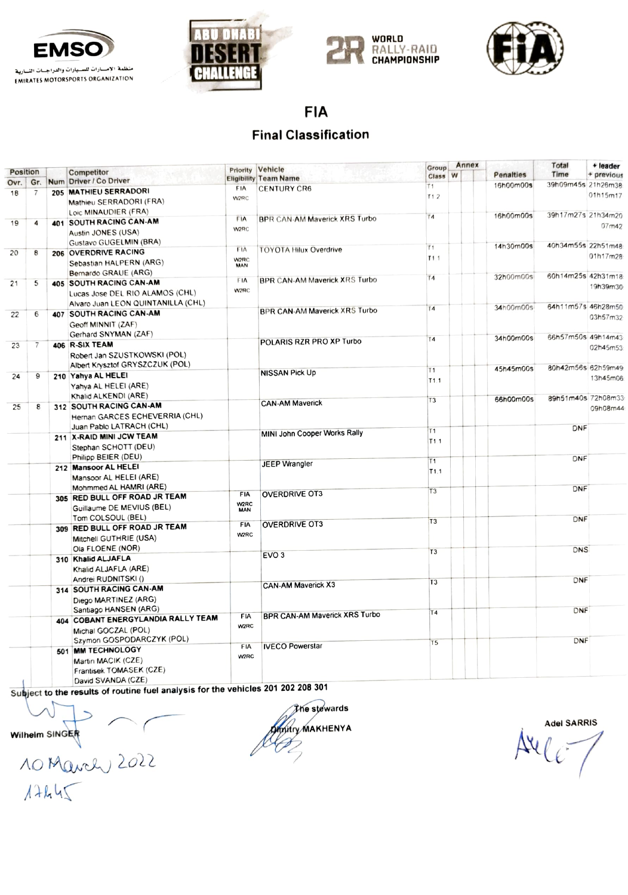FIA

## Final Classification

| Position Ovr. | Gr. | Num | Competitor / Driver / Co Driver | Priority Eligibility | Vehicle / Team Name | Group Class | Annex W | | | Penalties | Total Time | + leader + previous |
|---|---|---|---|---|---|---|---|---|---|---|---|---|
| 18 | 7 | 205 | **MATHIEU SERRADORI** Mathieu SERRADORI (FRA) Loic MINAUDIER (FRA) | FIA W2RC | CENTURY CR6 | T1 T1.2 | | | | 16h00m00s | 39h09m45s | 21h26m38 01h15m17 |
| 19 | 4 | 401 | **SOUTH RACING CAN-AM** Austin JONES (USA) Gustavo GUGELMIN (BRA) | FIA W2RC | BPR CAN-AM Maverick XRS Turbo | T4 | | | | 16h00m00s | 39h17m27s | 21h34m20 07m42 |
| 20 | 8 | 206 | **OVERDRIVE RACING** Sebastian HALPERN (ARG) Bernardo GRAUE (ARG) | FIA W2RC MAN | TOYOTA Hilux Overdrive | T1 T1.1 | | | | 14h30m00s | 40h34m55s | 22h51m48 01h17m28 |
| 21 | 5 | 405 | **SOUTH RACING CAN-AM** Lucas Jose DEL RIO ALAMOS (CHL) Alvaro Juan LEON QUINTANILLA (CHL) | FIA W2RC | BPR CAN-AM Maverick XRS Turbo | T4 | | | | 32h00m00s | 60h14m25s | 42h31m18 19h39m30 |
| 22 | 6 | 407 | **SOUTH RACING CAN-AM** Geoff MINNIT (ZAF) Gerhard SNYMAN (ZAF) | | BPR CAN-AM Maverick XRS Turbo | T4 | | | | 34h00m00s | 64h11m57s | 46h28m50 03h57m32 |
| 23 | 7 | 406 | **R-SIX TEAM** Robert Jan SZUSTKOWSKI (POL) Albert Krysztof GRYSZCZUK (POL) | | POLARIS RZR PRO XP Turbo | T4 | | | | 34h00m00s | 66h57m50s | 49h14m43 02h45m53 |
| 24 | 9 | 210 | **Yahya AL HELEI** Yahya AL HELEI (ARE) Khalid ALKENDI (ARE) | | NISSAN Pick Up | T1 T1.1 | | | | 45h45m00s | 80h42m56s | 62h59m49 13h45m06 |
| 25 | 8 | 312 | **SOUTH RACING CAN-AM** Hernan GARCES ECHEVERRIA (CHL) Juan Pablo LATRACH (CHL) | | CAN-AM Maverick | T3 | | | | 66h00m00s | 89h51m40s | 72h08m33 09h08m44 |
| | | 211 | **X-RAID MINI JCW TEAM** Stephan SCHOTT (DEU) Philipp BEIER (DEU) | | MINI John Cooper Works Rally | T1 T1.1 | | | | | DNF | |
| | | 212 | **Mansoor AL HELEI** Mansoor AL HELEI (ARE) Mohmmed AL HAMRI (ARE) | | JEEP Wrangler | T1 T1.1 | | | | | DNF | |
| | | 305 | **RED BULL OFF ROAD JR TEAM** Guillaume DE MEVIUS (BEL) Tom COLSOUL (BEL) | FIA W2RC MAN | OVERDRIVE OT3 | T3 | | | | | DNF | |
| | | 309 | **RED BULL OFF ROAD JR TEAM** Mitchell GUTHRIE (USA) Ola FLOENE (NOR) | FIA W2RC | OVERDRIVE OT3 | T3 | | | | | DNF | |
| | | 310 | **Khalid ALJAFLA** Khalid ALJAFLA (ARE) Andrei RUDNITSKI () | | EVO 3 | T3 | | | | | DNS | |
| | | 314 | **SOUTH RACING CAN-AM** Diego MARTINEZ (ARG) Santiago HANSEN (ARG) | | CAN-AM Maverick X3 | T3 | | | | | DNF | |
| | | 404 | **COBANT ENERGYLANDIA RALLY TEAM** Michal GOCZAL (POL) Szymon GOSPODARCZYK (POL) | FIA W2RC | BPR CAN-AM Maverick XRS Turbo | T4 | | | | | DNF | |
| | | 501 | **MM TECHNOLOGY** Martin MACIK (CZE) Frantisek TOMASEK (CZE) David SVANDA (CZE) | FIA W2RC | IVECO Powerstar | T5 | | | | | DNF | |

Subject to the results of routine fuel analysis for the vehicles 201 202 208 301

The stewards

Wilhelm SINGER — Dmitry MAKHENYA — Adel SARRIS

10 March 2022

17h45